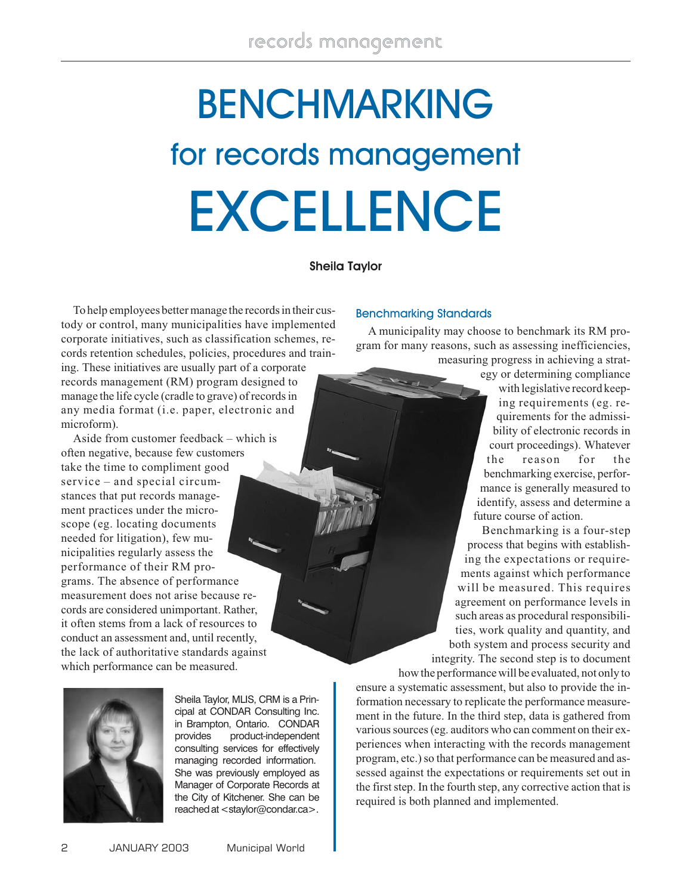# BENCHMARKING for records management EXCELLENCE

**Sheila Taylor**

To help employees better manage the records in their custody or control, many municipalities have implemented corporate initiatives, such as classification schemes, records retention schedules, policies, procedures and training. These initiatives are usually part of a corporate records management (RM) program designed to manage the life cycle (cradle to grave) of records in any media format (i.e. paper, electronic and microform).

Aside from customer feedback – which is often negative, because few customers take the time to compliment good service – and special circumstances that put records management practices under the microscope (eg. locating documents needed for litigation), few municipalities regularly assess the performance of their RM programs. The absence of performance measurement does not arise because records are considered unimportant. Rather, it often stems from a lack of resources to conduct an assessment and, until recently, the lack of authoritative standards against which performance can be measured.

Sheila Taylor, MLIS, CRM is a Principal at CONDAR Consulting Inc. in Brampton, Ontario. CONDAR provides product-independent consulting services for effectively managing recorded information. She was previously employed as Manager of Corporate Records at the City of Kitchener. She can be reached at <staylor@condar.ca>.

## Benchmarking Standards

A municipality may choose to benchmark its RM program for many reasons, such as assessing inefficiencies, measuring progress in achieving a strategy or determining compliance with legislative record keeping requirements (eg. requirements for the admissibility of electronic records in court proceedings). Whatever the reason for the benchmarking exercise, performance is generally measured to identify, assess and determine a future course of action.

Benchmarking is a four-step process that begins with establishing the expectations or requirements against which performance will be measured. This requires agreement on performance levels in such areas as procedural responsibilities, work quality and quantity, and both system and process security and integrity. The second step is to document how the performance will be evaluated, not only to ensure a systematic assessment, but also to provide the information necessary to replicate the performance measurement in the future. In the third step, data is gathered from various sources (eg. auditors who can comment on their experiences when interacting with the records management program, etc.) so that performance can be measured and assessed against the expectations or requirements set out in the first step. In the fourth step, any corrective action that is required is both planned and implemented.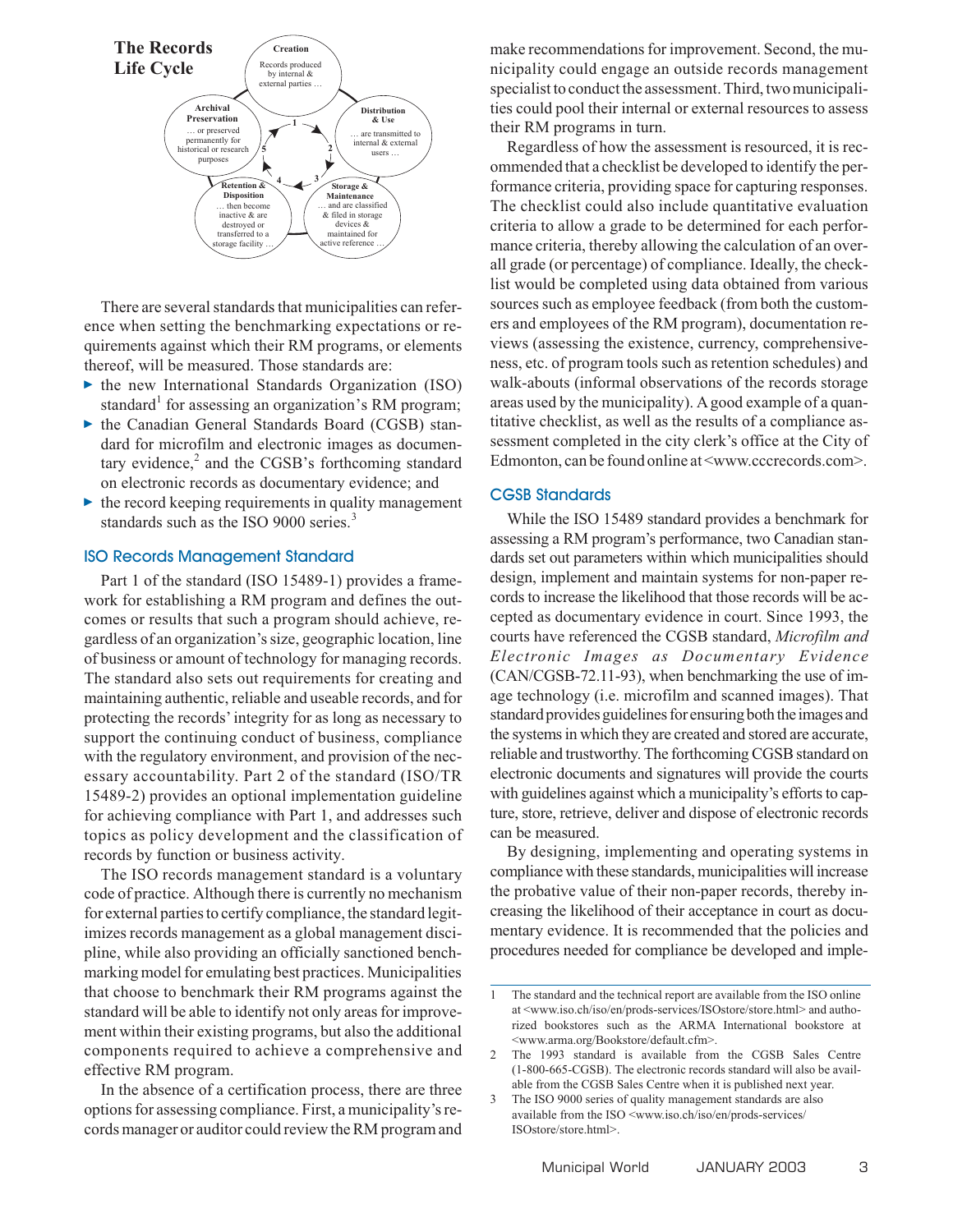**The Records Life Cycle**

**Creation**
Records produced by internal & external parties …

**Distribution & Use**
… are transmitted to internal & external users …

**Storage & Maintenance**
… and are classified & filed in storage devices & maintained for active reference …

**Retention & Disposition**
… then become inactive & are destroyed or transferred to a storage facility …

**Archival Preservation**
… or preserved permanently for historical or research purposes

There are several standards that municipalities can reference when setting the benchmarking expectations or requirements against which their RM programs, or elements thereof, will be measured. Those standards are:

- the new International Standards Organization (ISO) standard[1] for assessing an organization's RM program;
- the Canadian General Standards Board (CGSB) standard for microfilm and electronic images as documentary evidence,[2] and the CGSB's forthcoming standard on electronic records as documentary evidence; and
- the record keeping requirements in quality management standards such as the ISO 9000 series.[3]

## ISO Records Management Standard

Part 1 of the standard (ISO 15489-1) provides a framework for establishing a RM program and defines the outcomes or results that such a program should achieve, regardless of an organization's size, geographic location, line of business or amount of technology for managing records. The standard also sets out requirements for creating and maintaining authentic, reliable and useable records, and for protecting the records' integrity for as long as necessary to support the continuing conduct of business, compliance with the regulatory environment, and provision of the necessary accountability. Part 2 of the standard (ISO/TR 15489-2) provides an optional implementation guideline for achieving compliance with Part 1, and addresses such topics as policy development and the classification of records by function or business activity.

The ISO records management standard is a voluntary code of practice. Although there is currently no mechanism for external parties to certify compliance, the standard legitimizes records management as a global management discipline, while also providing an officially sanctioned benchmarking model for emulating best practices. Municipalities that choose to benchmark their RM programs against the standard will be able to identify not only areas for improvement within their existing programs, but also the additional components required to achieve a comprehensive and effective RM program.

In the absence of a certification process, there are three options for assessing compliance. First, a municipality's records manager or auditor could review the RM program and make recommendations for improvement. Second, the municipality could engage an outside records management specialist to conduct the assessment. Third, two municipalities could pool their internal or external resources to assess their RM programs in turn.

Regardless of how the assessment is resourced, it is recommended that a checklist be developed to identify the performance criteria, providing space for capturing responses. The checklist could also include quantitative evaluation criteria to allow a grade to be determined for each performance criteria, thereby allowing the calculation of an overall grade (or percentage) of compliance. Ideally, the checklist would be completed using data obtained from various sources such as employee feedback (from both the customers and employees of the RM program), documentation reviews (assessing the existence, currency, comprehensiveness, etc. of program tools such as retention schedules) and walk-abouts (informal observations of the records storage areas used by the municipality). A good example of a quantitative checklist, as well as the results of a compliance assessment completed in the city clerk's office at the City of Edmonton, can be found online at <www.cccrecords.com>.

## CGSB Standards

While the ISO 15489 standard provides a benchmark for assessing a RM program's performance, two Canadian standards set out parameters within which municipalities should design, implement and maintain systems for non-paper records to increase the likelihood that those records will be accepted as documentary evidence in court. Since 1993, the courts have referenced the CGSB standard, *Microfilm and Electronic Images as Documentary Evidence* (CAN/CGSB-72.11-93), when benchmarking the use of image technology (i.e. microfilm and scanned images). That standard provides guidelines for ensuring both the images and the systems in which they are created and stored are accurate, reliable and trustworthy. The forthcoming CGSB standard on electronic documents and signatures will provide the courts with guidelines against which a municipality's efforts to capture, store, retrieve, deliver and dispose of electronic records can be measured.

By designing, implementing and operating systems in compliance with these standards, municipalities will increase the probative value of their non-paper records, thereby increasing the likelihood of their acceptance in court as documentary evidence. It is recommended that the policies and procedures needed for compliance be developed and imple-

---

1 The standard and the technical report are available from the ISO online at <www.iso.ch/iso/en/prods-services/ISOstore/store.html> and authorized bookstores such as the ARMA International bookstore at <www.arma.org/Bookstore/default.cfm>.

2 The 1993 standard is available from the CGSB Sales Centre (1-800-665-CGSB). The electronic records standard will also be available from the CGSB Sales Centre when it is published next year.

3 The ISO 9000 series of quality management standards are also available from the ISO <www.iso.ch/iso/en/prods-services/ISOstore/store.html>.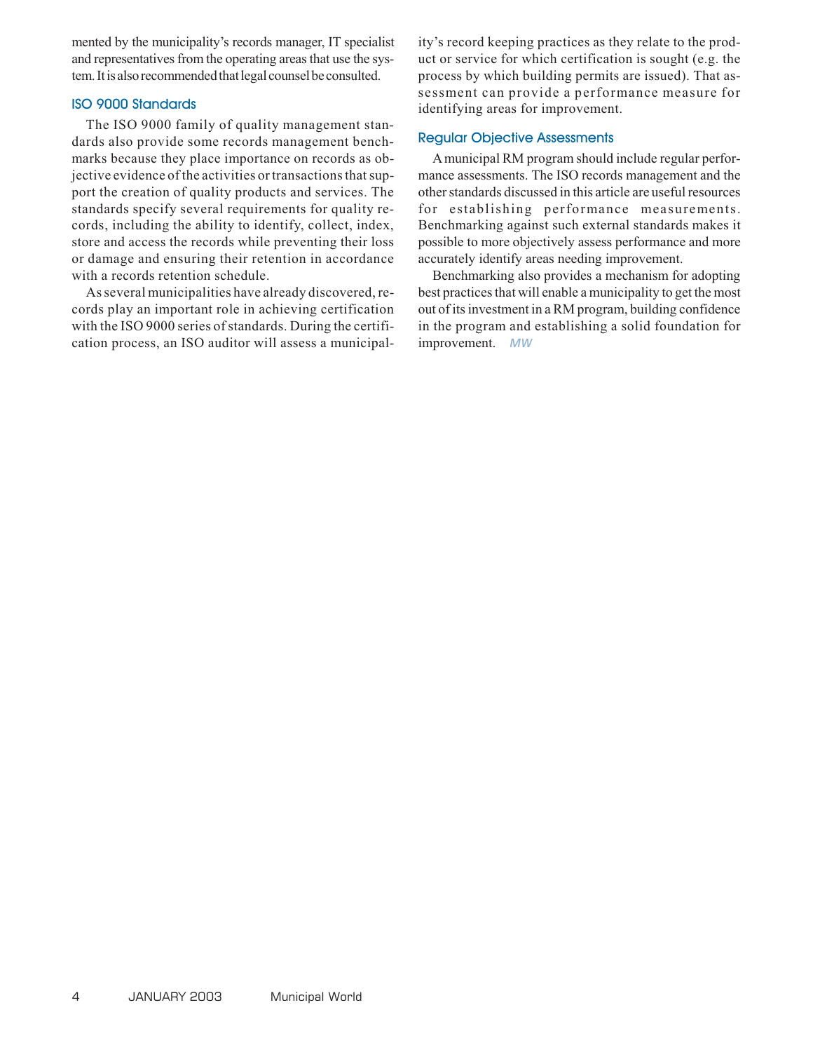mented by the municipality's records manager, IT specialist and representatives from the operating areas that use the system. It is also recommended that legal counsel be consulted.

### ISO 9000 Standards

The ISO 9000 family of quality management standards also provide some records management benchmarks because they place importance on records as objective evidence of the activities or transactions that support the creation of quality products and services. The standards specify several requirements for quality records, including the ability to identify, collect, index, store and access the records while preventing their loss or damage and ensuring their retention in accordance with a records retention schedule.

As several municipalities have already discovered, records play an important role in achieving certification with the ISO 9000 series of standards. During the certification process, an ISO auditor will assess a municipality's record keeping practices as they relate to the product or service for which certification is sought (e.g. the process by which building permits are issued). That assessment can provide a performance measure for identifying areas for improvement.

### Regular Objective Assessments

A municipal RM program should include regular performance assessments. The ISO records management and the other standards discussed in this article are useful resources for establishing performance measurements. Benchmarking against such external standards makes it possible to more objectively assess performance and more accurately identify areas needing improvement.

Benchmarking also provides a mechanism for adopting best practices that will enable a municipality to get the most out of its investment in a RM program, building confidence in the program and establishing a solid foundation for improvement. *MW*